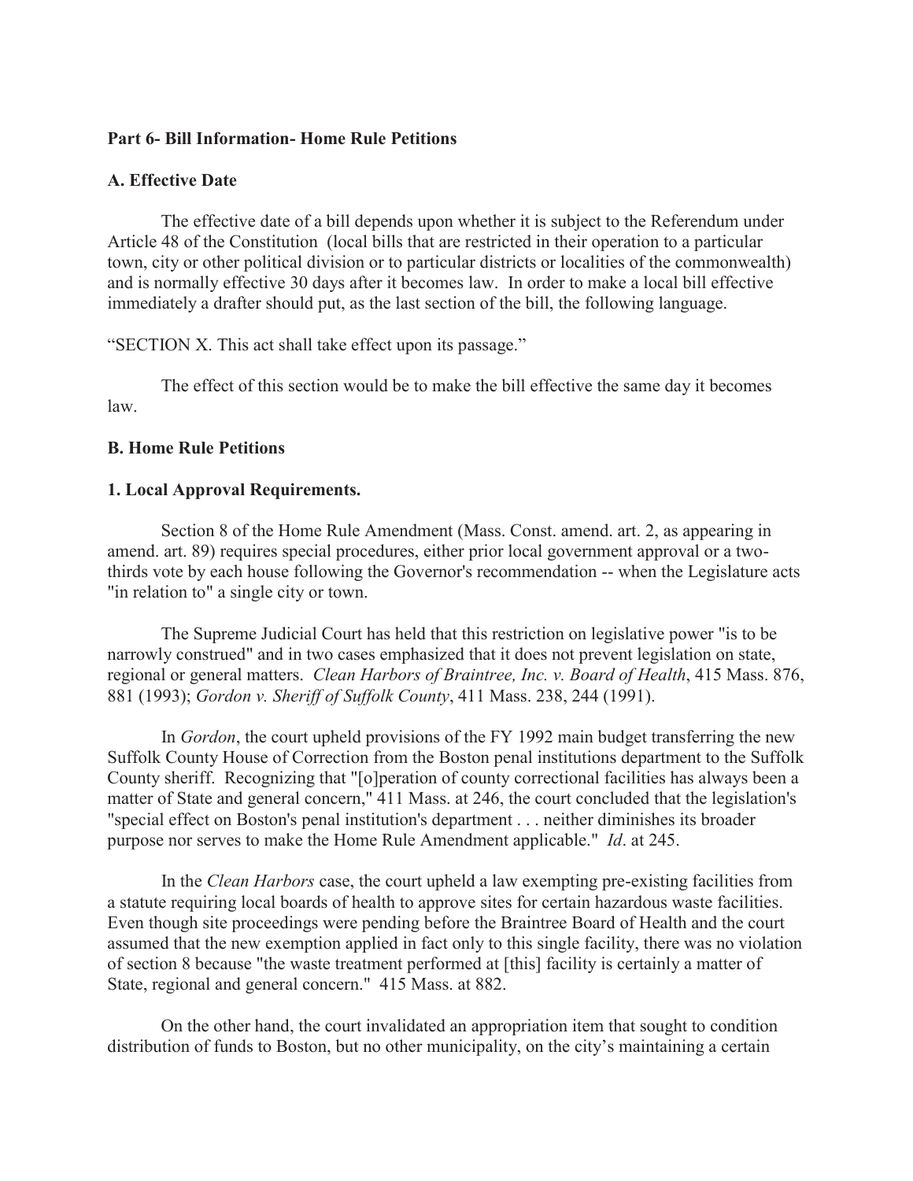**Part 6- Bill Information- Home Rule Petitions**

**A. Effective Date**

The effective date of a bill depends upon whether it is subject to the Referendum under Article 48 of the Constitution (local bills that are restricted in their operation to a particular town, city or other political division or to particular districts or localities of the commonwealth) and is normally effective 30 days after it becomes law. In order to make a local bill effective immediately a drafter should put, as the last section of the bill, the following language.

"SECTION X. This act shall take effect upon its passage."

The effect of this section would be to make the bill effective the same day it becomes law.

**B. Home Rule Petitions**

**1. Local Approval Requirements.**

Section 8 of the Home Rule Amendment (Mass. Const. amend. art. 2, as appearing in amend. art. 89) requires special procedures, either prior local government approval or a two-thirds vote by each house following the Governor's recommendation -- when the Legislature acts "in relation to" a single city or town.

The Supreme Judicial Court has held that this restriction on legislative power "is to be narrowly construed" and in two cases emphasized that it does not prevent legislation on state, regional or general matters. *Clean Harbors of Braintree, Inc. v. Board of Health*, 415 Mass. 876, 881 (1993); *Gordon v. Sheriff of Suffolk County*, 411 Mass. 238, 244 (1991).

In *Gordon*, the court upheld provisions of the FY 1992 main budget transferring the new Suffolk County House of Correction from the Boston penal institutions department to the Suffolk County sheriff. Recognizing that "[o]peration of county correctional facilities has always been a matter of State and general concern," 411 Mass. at 246, the court concluded that the legislation's "special effect on Boston's penal institution's department . . . neither diminishes its broader purpose nor serves to make the Home Rule Amendment applicable." *Id*. at 245.

In the *Clean Harbors* case, the court upheld a law exempting pre-existing facilities from a statute requiring local boards of health to approve sites for certain hazardous waste facilities. Even though site proceedings were pending before the Braintree Board of Health and the court assumed that the new exemption applied in fact only to this single facility, there was no violation of section 8 because "the waste treatment performed at [this] facility is certainly a matter of State, regional and general concern." 415 Mass. at 882.

On the other hand, the court invalidated an appropriation item that sought to condition distribution of funds to Boston, but no other municipality, on the city's maintaining a certain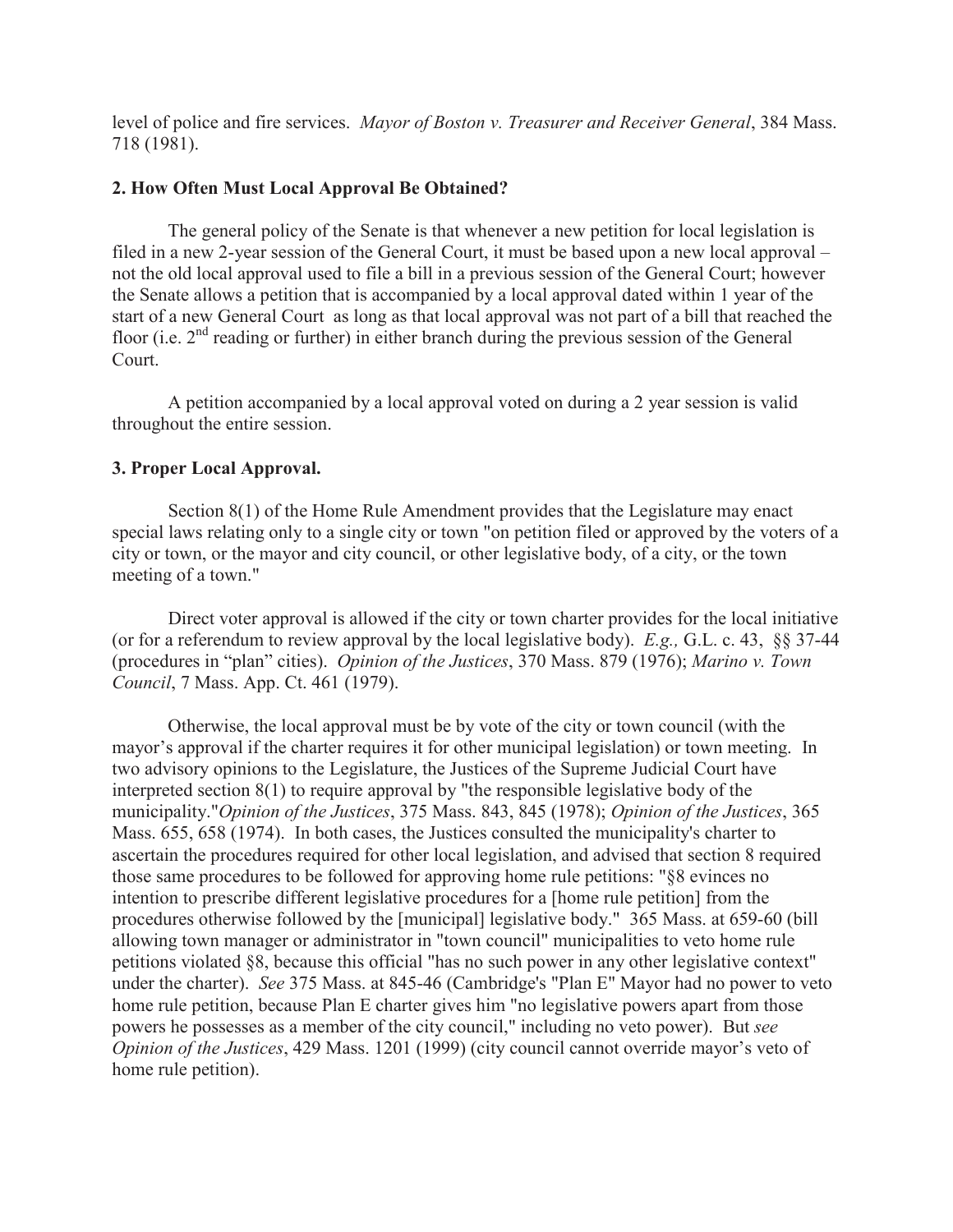level of police and fire services. *Mayor of Boston v. Treasurer and Receiver General*, 384 Mass. 718 (1981).

### 2. How Often Must Local Approval Be Obtained?

The general policy of the Senate is that whenever a new petition for local legislation is filed in a new 2-year session of the General Court, it must be based upon a new local approval – not the old local approval used to file a bill in a previous session of the General Court; however the Senate allows a petition that is accompanied by a local approval dated within 1 year of the start of a new General Court as long as that local approval was not part of a bill that reached the floor (i.e. 2nd reading or further) in either branch during the previous session of the General Court.

A petition accompanied by a local approval voted on during a 2 year session is valid throughout the entire session.

### 3. Proper Local Approval.

Section 8(1) of the Home Rule Amendment provides that the Legislature may enact special laws relating only to a single city or town "on petition filed or approved by the voters of a city or town, or the mayor and city council, or other legislative body, of a city, or the town meeting of a town."

Direct voter approval is allowed if the city or town charter provides for the local initiative (or for a referendum to review approval by the local legislative body). *E.g.,* G.L. c. 43, §§ 37-44 (procedures in "plan" cities). *Opinion of the Justices*, 370 Mass. 879 (1976); *Marino v. Town Council*, 7 Mass. App. Ct. 461 (1979).

Otherwise, the local approval must be by vote of the city or town council (with the mayor's approval if the charter requires it for other municipal legislation) or town meeting. In two advisory opinions to the Legislature, the Justices of the Supreme Judicial Court have interpreted section 8(1) to require approval by "the responsible legislative body of the municipality."*Opinion of the Justices*, 375 Mass. 843, 845 (1978); *Opinion of the Justices*, 365 Mass. 655, 658 (1974). In both cases, the Justices consulted the municipality's charter to ascertain the procedures required for other local legislation, and advised that section 8 required those same procedures to be followed for approving home rule petitions: "§8 evinces no intention to prescribe different legislative procedures for a [home rule petition] from the procedures otherwise followed by the [municipal] legislative body." 365 Mass. at 659-60 (bill allowing town manager or administrator in "town council" municipalities to veto home rule petitions violated §8, because this official "has no such power in any other legislative context" under the charter). *See* 375 Mass. at 845-46 (Cambridge's "Plan E" Mayor had no power to veto home rule petition, because Plan E charter gives him "no legislative powers apart from those powers he possesses as a member of the city council," including no veto power). But *see Opinion of the Justices*, 429 Mass. 1201 (1999) (city council cannot override mayor's veto of home rule petition).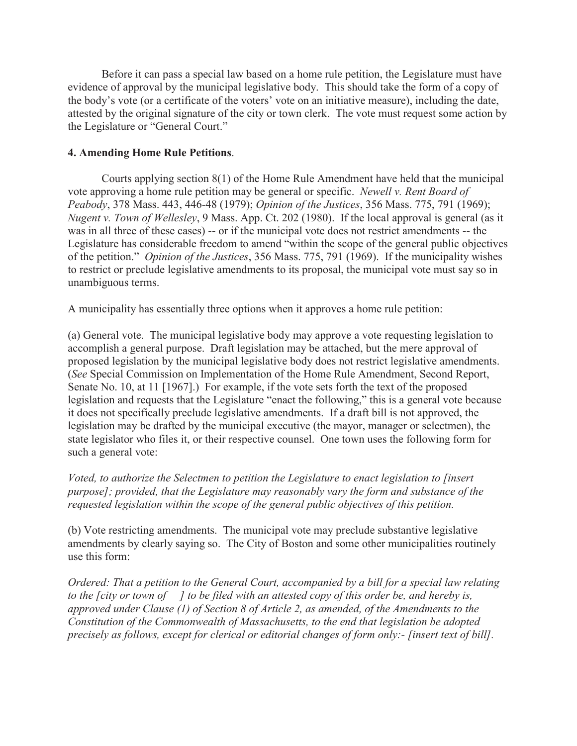Before it can pass a special law based on a home rule petition, the Legislature must have evidence of approval by the municipal legislative body. This should take the form of a copy of the body's vote (or a certificate of the voters' vote on an initiative measure), including the date, attested by the original signature of the city or town clerk. The vote must request some action by the Legislature or "General Court."

**4. Amending Home Rule Petitions**.

Courts applying section 8(1) of the Home Rule Amendment have held that the municipal vote approving a home rule petition may be general or specific. *Newell v. Rent Board of Peabody*, 378 Mass. 443, 446-48 (1979); *Opinion of the Justices*, 356 Mass. 775, 791 (1969); *Nugent v. Town of Wellesley*, 9 Mass. App. Ct. 202 (1980). If the local approval is general (as it was in all three of these cases) -- or if the municipal vote does not restrict amendments -- the Legislature has considerable freedom to amend "within the scope of the general public objectives of the petition." *Opinion of the Justices*, 356 Mass. 775, 791 (1969). If the municipality wishes to restrict or preclude legislative amendments to its proposal, the municipal vote must say so in unambiguous terms.

A municipality has essentially three options when it approves a home rule petition:

(a) General vote. The municipal legislative body may approve a vote requesting legislation to accomplish a general purpose. Draft legislation may be attached, but the mere approval of proposed legislation by the municipal legislative body does not restrict legislative amendments. (*See* Special Commission on Implementation of the Home Rule Amendment, Second Report, Senate No. 10, at 11 [1967].) For example, if the vote sets forth the text of the proposed legislation and requests that the Legislature "enact the following," this is a general vote because it does not specifically preclude legislative amendments. If a draft bill is not approved, the legislation may be drafted by the municipal executive (the mayor, manager or selectmen), the state legislator who files it, or their respective counsel. One town uses the following form for such a general vote:

*Voted, to authorize the Selectmen to petition the Legislature to enact legislation to [insert purpose]; provided, that the Legislature may reasonably vary the form and substance of the requested legislation within the scope of the general public objectives of this petition.*

(b) Vote restricting amendments. The municipal vote may preclude substantive legislative amendments by clearly saying so. The City of Boston and some other municipalities routinely use this form:

*Ordered: That a petition to the General Court, accompanied by a bill for a special law relating to the [city or town of ] to be filed with an attested copy of this order be, and hereby is, approved under Clause (1) of Section 8 of Article 2, as amended, of the Amendments to the Constitution of the Commonwealth of Massachusetts, to the end that legislation be adopted precisely as follows, except for clerical or editorial changes of form only:- [insert text of bill].*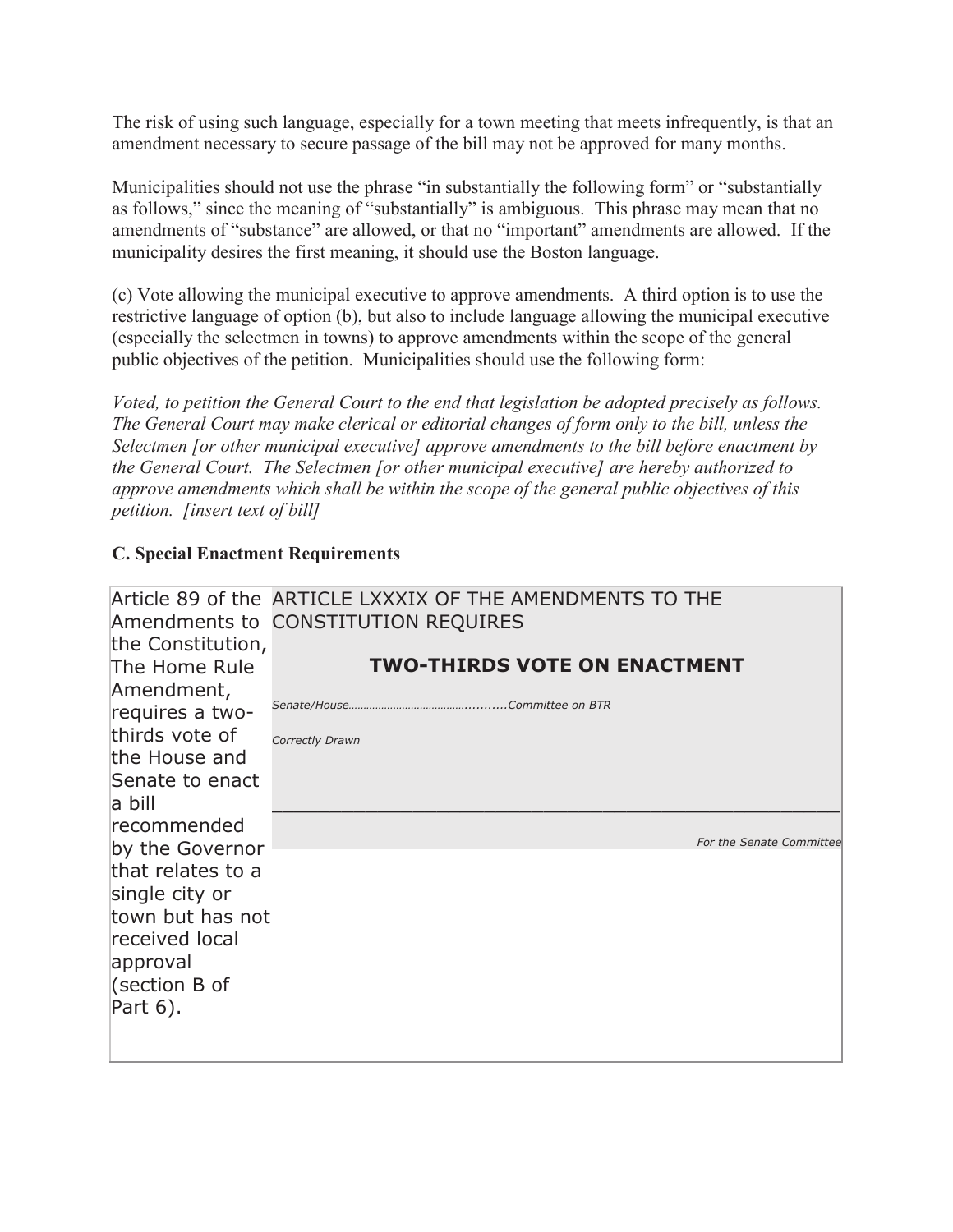The risk of using such language, especially for a town meeting that meets infrequently, is that an amendment necessary to secure passage of the bill may not be approved for many months.

Municipalities should not use the phrase "in substantially the following form" or "substantially as follows," since the meaning of "substantially" is ambiguous. This phrase may mean that no amendments of "substance" are allowed, or that no "important" amendments are allowed. If the municipality desires the first meaning, it should use the Boston language.

(c) Vote allowing the municipal executive to approve amendments. A third option is to use the restrictive language of option (b), but also to include language allowing the municipal executive (especially the selectmen in towns) to approve amendments within the scope of the general public objectives of the petition. Municipalities should use the following form:

*Voted, to petition the General Court to the end that legislation be adopted precisely as follows. The General Court may make clerical or editorial changes of form only to the bill, unless the Selectmen [or other municipal executive] approve amendments to the bill before enactment by the General Court. The Selectmen [or other municipal executive] are hereby authorized to approve amendments which shall be within the scope of the general public objectives of this petition. [insert text of bill]*

**C. Special Enactment Requirements**

| Article 89 of the Amendments to the Constitution, The Home Rule Amendment, requires a two-thirds vote of the House and Senate to enact a bill recommended by the Governor that relates to a single city or town but has not received local approval (section B of Part 6). | ARTICLE LXXXIX OF THE AMENDMENTS TO THE CONSTITUTION REQUIRES<br><br>**TWO-THIRDS VOTE ON ENACTMENT**<br><br>*Senate/House……………………………..........Committee on BTR*<br><br>*Correctly Drawn*<br><br>\_\_\_\_\_\_\_\_\_\_\_\_\_\_\_\_\_\_\_\_\_\_\_\_\_\_\_\_\_\_\_\_\_\_\_\_\_\_\_\_\_\_\_\_<br><br>*For the Senate Committee* |
|---|---|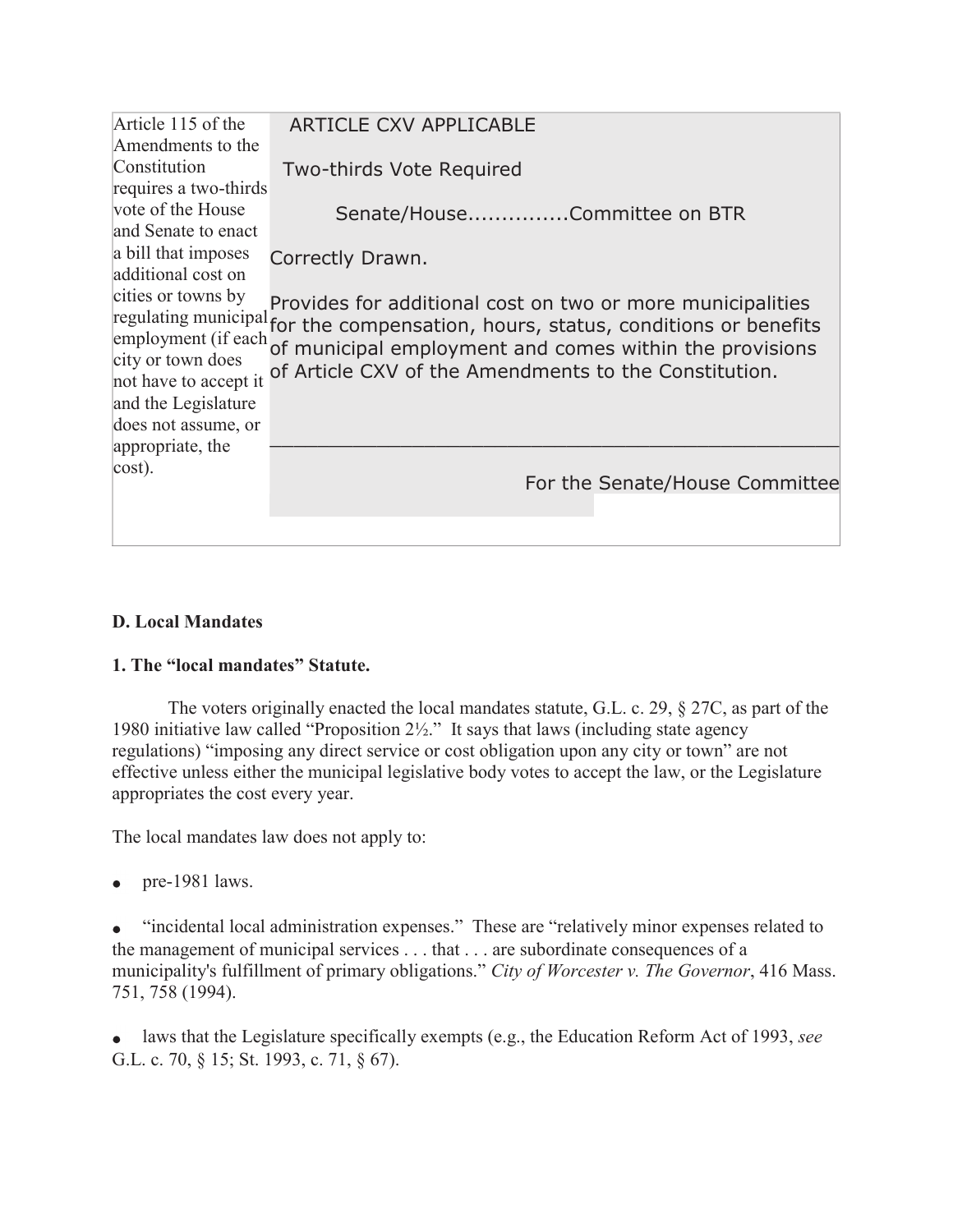| | |
|---|---|
| Article 115 of the Amendments to the Constitution requires a two-thirds vote of the House and Senate to enact a bill that imposes additional cost on cities or towns by regulating municipal employment (if each city or town does not have to accept it and the Legislature does not assume, or appropriate, the cost). | ARTICLE CXV APPLICABLE<br><br>Two-thirds Vote Required<br><br>Senate/House...............Committee on BTR<br><br>Correctly Drawn.<br><br>Provides for additional cost on two or more municipalities for the compensation, hours, status, conditions or benefits of municipal employment and comes within the provisions of Article CXV of the Amendments to the Constitution.<br><br>\_\_\_\_\_\_\_\_\_\_\_\_\_\_\_\_\_\_\_\_\_\_\_\_\_\_\_\_\_\_\_\_\_\_\_\_\_\_\_\_<br><br>For the Senate/House Committee |

**D. Local Mandates**

**1. The "local mandates" Statute.**

The voters originally enacted the local mandates statute, G.L. c. 29, § 27C, as part of the 1980 initiative law called "Proposition 2½." It says that laws (including state agency regulations) "imposing any direct service or cost obligation upon any city or town" are not effective unless either the municipal legislative body votes to accept the law, or the Legislature appropriates the cost every year.

The local mandates law does not apply to:

- pre-1981 laws.

- "incidental local administration expenses." These are "relatively minor expenses related to the management of municipal services . . . that . . . are subordinate consequences of a municipality's fulfillment of primary obligations." *City of Worcester v. The Governor*, 416 Mass. 751, 758 (1994).

- laws that the Legislature specifically exempts (e.g., the Education Reform Act of 1993, *see* G.L. c. 70, § 15; St. 1993, c. 71, § 67).